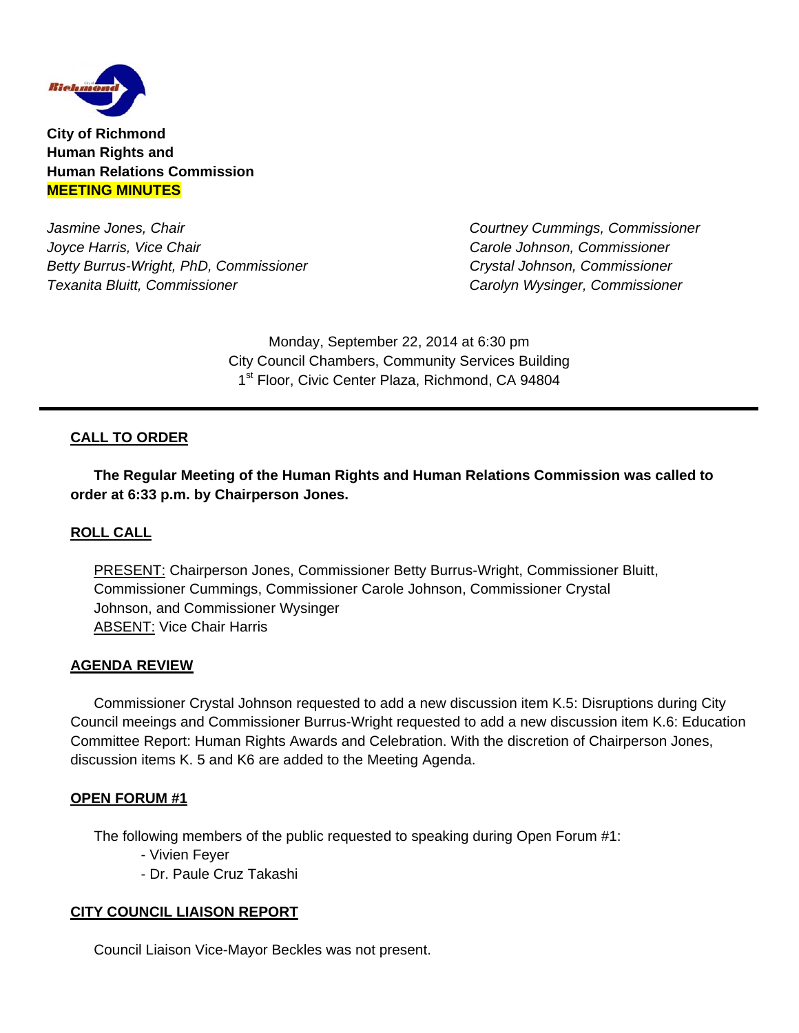**City of Richmond**
**Human Rights and**
**Human Relations Commission**
**MEETING MINUTES**

*Jasmine Jones, Chair*
*Joyce Harris, Vice Chair*
*Betty Burrus-Wright, PhD, Commissioner*
*Texanita Bluitt, Commissioner*
*Courtney Cummings, Commissioner*
*Carole Johnson, Commissioner*
*Crystal Johnson, Commissioner*
*Carolyn Wysinger, Commissioner*

Monday, September 22, 2014 at 6:30 pm
City Council Chambers, Community Services Building
1st Floor, Civic Center Plaza, Richmond, CA 94804

---

## CALL TO ORDER

**The Regular Meeting of the Human Rights and Human Relations Commission was called to order at 6:33 p.m. by Chairperson Jones.**

## ROLL CALL

PRESENT: Chairperson Jones, Commissioner Betty Burrus-Wright, Commissioner Bluitt, Commissioner Cummings, Commissioner Carole Johnson, Commissioner Crystal Johnson, and Commissioner Wysinger
ABSENT: Vice Chair Harris

## AGENDA REVIEW

Commissioner Crystal Johnson requested to add a new discussion item K.5: Disruptions during City Council meeings and Commissioner Burrus-Wright requested to add a new discussion item K.6: Education Committee Report: Human Rights Awards and Celebration. With the discretion of Chairperson Jones, discussion items K. 5 and K6 are added to the Meeting Agenda.

## OPEN FORUM #1

The following members of the public requested to speaking during Open Forum #1:

- Vivien Feyer
- Dr. Paule Cruz Takashi

## CITY COUNCIL LIAISON REPORT

Council Liaison Vice-Mayor Beckles was not present.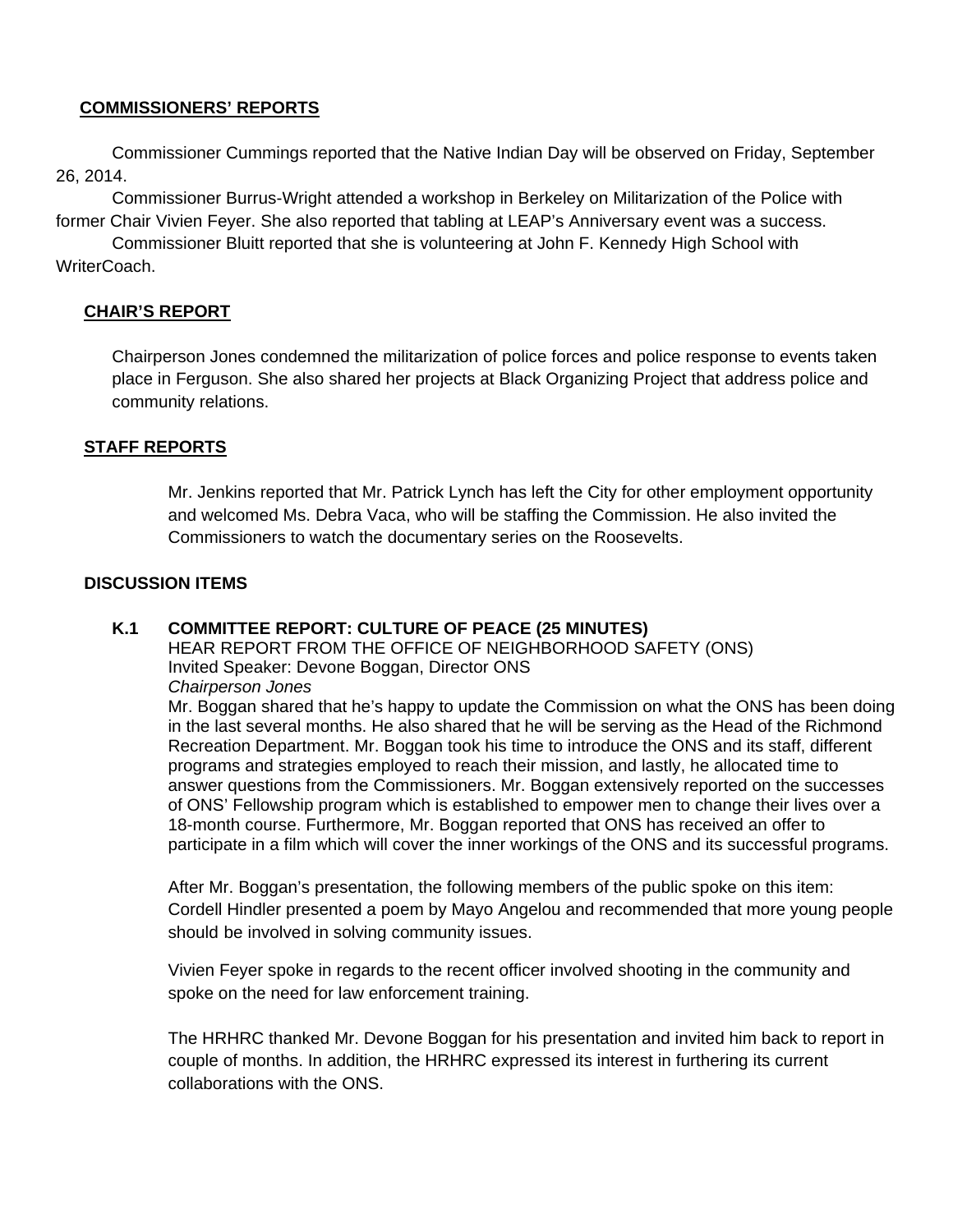## COMMISSIONERS' REPORTS

Commissioner Cummings reported that the Native Indian Day will be observed on Friday, September 26, 2014.

Commissioner Burrus-Wright attended a workshop in Berkeley on Militarization of the Police with former Chair Vivien Feyer. She also reported that tabling at LEAP's Anniversary event was a success.

Commissioner Bluitt reported that she is volunteering at John F. Kennedy High School with WriterCoach.

## CHAIR'S REPORT

Chairperson Jones condemned the militarization of police forces and police response to events taken place in Ferguson. She also shared her projects at Black Organizing Project that address police and community relations.

## STAFF REPORTS

Mr. Jenkins reported that Mr. Patrick Lynch has left the City for other employment opportunity and welcomed Ms. Debra Vaca, who will be staffing the Commission. He also invited the Commissioners to watch the documentary series on the Roosevelts.

## DISCUSSION ITEMS

**K.1 COMMITTEE REPORT: CULTURE OF PEACE (25 MINUTES)**

HEAR REPORT FROM THE OFFICE OF NEIGHBORHOOD SAFETY (ONS)
Invited Speaker: Devone Boggan, Director ONS
*Chairperson Jones*

Mr. Boggan shared that he's happy to update the Commission on what the ONS has been doing in the last several months. He also shared that he will be serving as the Head of the Richmond Recreation Department. Mr. Boggan took his time to introduce the ONS and its staff, different programs and strategies employed to reach their mission, and lastly, he allocated time to answer questions from the Commissioners. Mr. Boggan extensively reported on the successes of ONS' Fellowship program which is established to empower men to change their lives over a 18-month course. Furthermore, Mr. Boggan reported that ONS has received an offer to participate in a film which will cover the inner workings of the ONS and its successful programs.

After Mr. Boggan's presentation, the following members of the public spoke on this item: Cordell Hindler presented a poem by Mayo Angelou and recommended that more young people should be involved in solving community issues.

Vivien Feyer spoke in regards to the recent officer involved shooting in the community and spoke on the need for law enforcement training.

The HRHRC thanked Mr. Devone Boggan for his presentation and invited him back to report in couple of months. In addition, the HRHRC expressed its interest in furthering its current collaborations with the ONS.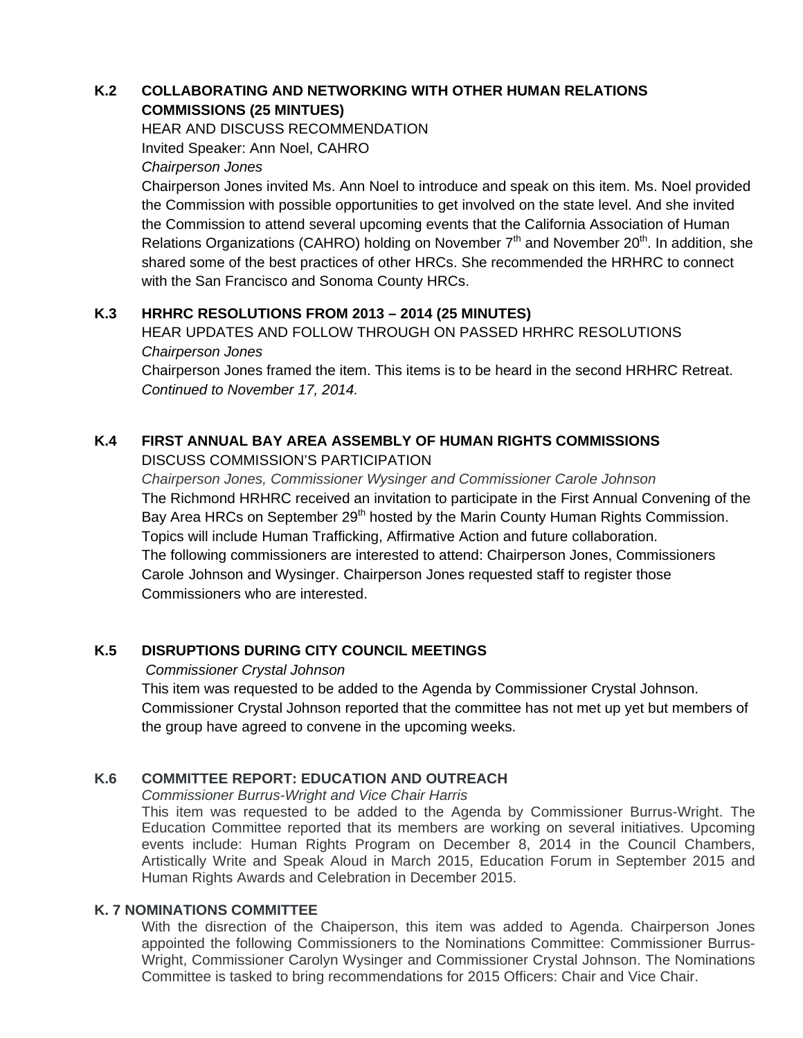### K.2 COLLABORATING AND NETWORKING WITH OTHER HUMAN RELATIONS COMMISSIONS (25 MINTUES)

HEAR AND DISCUSS RECOMMENDATION

Invited Speaker: Ann Noel, CAHRO

*Chairperson Jones*

Chairperson Jones invited Ms. Ann Noel to introduce and speak on this item. Ms. Noel provided the Commission with possible opportunities to get involved on the state level. And she invited the Commission to attend several upcoming events that the California Association of Human Relations Organizations (CAHRO) holding on November 7th and November 20th. In addition, she shared some of the best practices of other HRCs. She recommended the HRHRC to connect with the San Francisco and Sonoma County HRCs.

### K.3 HRHRC RESOLUTIONS FROM 2013 – 2014 (25 MINUTES)

HEAR UPDATES AND FOLLOW THROUGH ON PASSED HRHRC RESOLUTIONS

*Chairperson Jones*

Chairperson Jones framed the item. This items is to be heard in the second HRHRC Retreat. *Continued to November 17, 2014.*

### K.4 FIRST ANNUAL BAY AREA ASSEMBLY OF HUMAN RIGHTS COMMISSIONS

DISCUSS COMMISSION'S PARTICIPATION

*Chairperson Jones, Commissioner Wysinger and Commissioner Carole Johnson*

The Richmond HRHRC received an invitation to participate in the First Annual Convening of the Bay Area HRCs on September 29th hosted by the Marin County Human Rights Commission. Topics will include Human Trafficking, Affirmative Action and future collaboration.

The following commissioners are interested to attend: Chairperson Jones, Commissioners Carole Johnson and Wysinger. Chairperson Jones requested staff to register those Commissioners who are interested.

### K.5 DISRUPTIONS DURING CITY COUNCIL MEETINGS

*Commissioner Crystal Johnson*

This item was requested to be added to the Agenda by Commissioner Crystal Johnson. Commissioner Crystal Johnson reported that the committee has not met up yet but members of the group have agreed to convene in the upcoming weeks.

### K.6 COMMITTEE REPORT: EDUCATION AND OUTREACH

*Commissioner Burrus-Wright and Vice Chair Harris*

This item was requested to be added to the Agenda by Commissioner Burrus-Wright. The Education Committee reported that its members are working on several initiatives. Upcoming events include: Human Rights Program on December 8, 2014 in the Council Chambers, Artistically Write and Speak Aloud in March 2015, Education Forum in September 2015 and Human Rights Awards and Celebration in December 2015.

### K. 7 NOMINATIONS COMMITTEE

With the disrection of the Chaiperson, this item was added to Agenda. Chairperson Jones appointed the following Commissioners to the Nominations Committee: Commissioner Burrus-Wright, Commissioner Carolyn Wysinger and Commissioner Crystal Johnson. The Nominations Committee is tasked to bring recommendations for 2015 Officers: Chair and Vice Chair.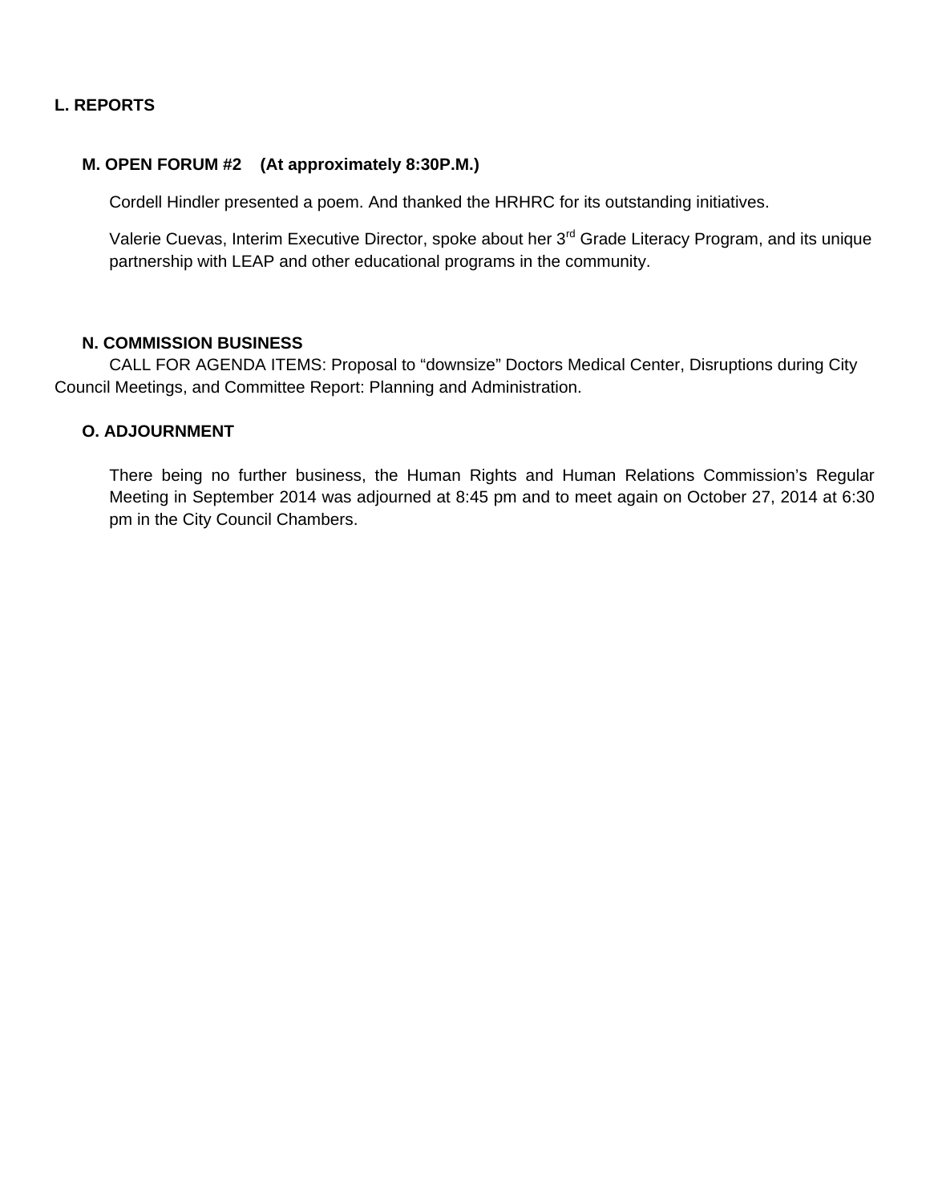**L. REPORTS**

**M. OPEN FORUM #2 (At approximately 8:30P.M.)**

Cordell Hindler presented a poem. And thanked the HRHRC for its outstanding initiatives.

Valerie Cuevas, Interim Executive Director, spoke about her 3rd Grade Literacy Program, and its unique partnership with LEAP and other educational programs in the community.

**N. COMMISSION BUSINESS**

CALL FOR AGENDA ITEMS: Proposal to "downsize" Doctors Medical Center, Disruptions during City Council Meetings, and Committee Report: Planning and Administration.

**O. ADJOURNMENT**

There being no further business, the Human Rights and Human Relations Commission's Regular Meeting in September 2014 was adjourned at 8:45 pm and to meet again on October 27, 2014 at 6:30 pm in the City Council Chambers.